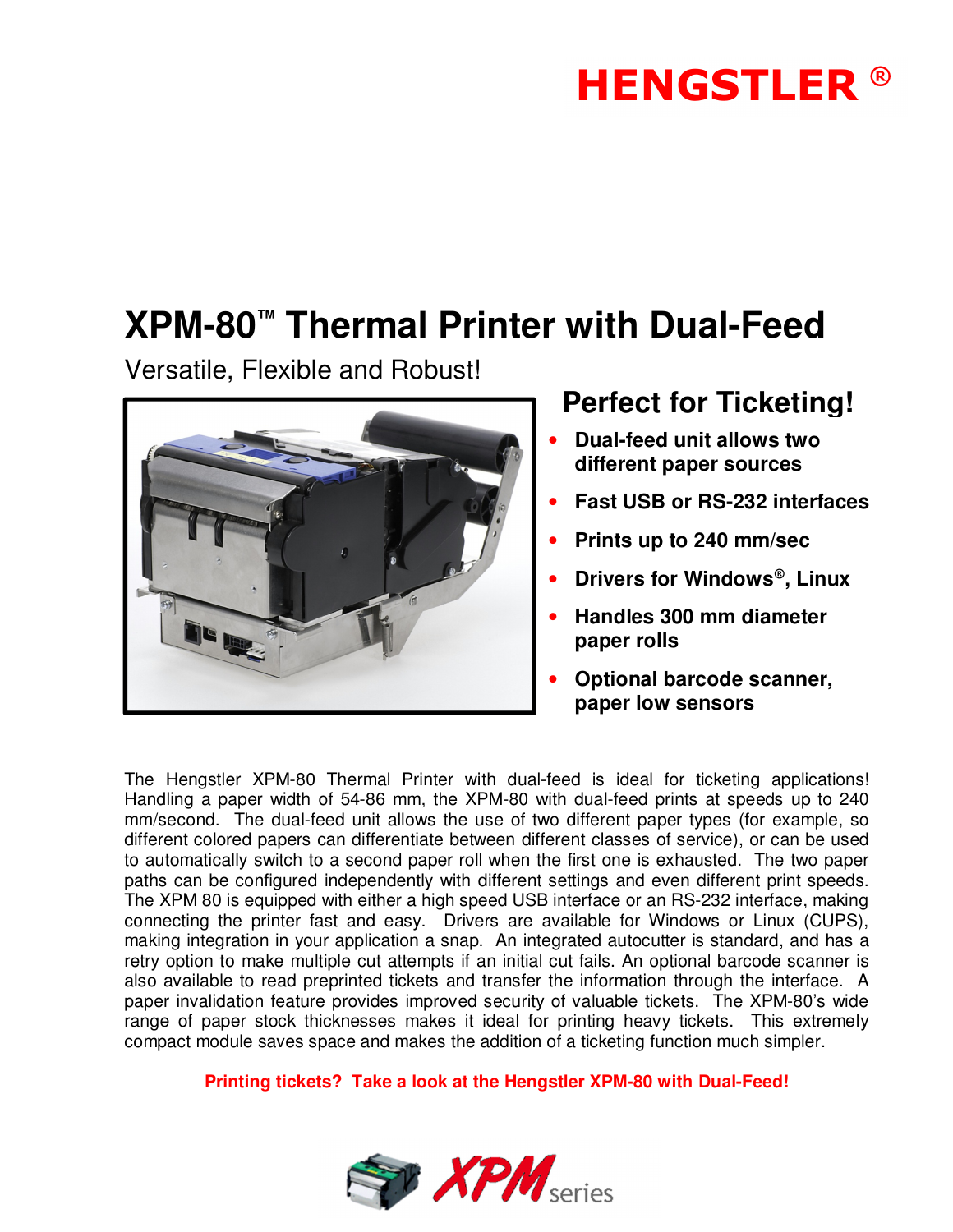HENGSTLER ®

# XPM-80™ Thermal Printer with Dual-Feed

Versatile, Flexible and Robust!

## Perfect for Ticketing!

- **Dual-feed unit allows two different paper sources**
- **Fast USB or RS-232 interfaces**
- **Prints up to 240 mm/sec**
- **Drivers for Windows®, Linux**
- **Handles 300 mm diameter paper rolls**
- **Optional barcode scanner, paper low sensors**

The Hengstler XPM-80 Thermal Printer with dual-feed is ideal for ticketing applications! Handling a paper width of 54-86 mm, the XPM-80 with dual-feed prints at speeds up to 240 mm/second. The dual-feed unit allows the use of two different paper types (for example, so different colored papers can differentiate between different classes of service), or can be used to automatically switch to a second paper roll when the first one is exhausted. The two paper paths can be configured independently with different settings and even different print speeds. The XPM 80 is equipped with either a high speed USB interface or an RS-232 interface, making connecting the printer fast and easy. Drivers are available for Windows or Linux (CUPS), making integration in your application a snap. An integrated autocutter is standard, and has a retry option to make multiple cut attempts if an initial cut fails. An optional barcode scanner is also available to read preprinted tickets and transfer the information through the interface. A paper invalidation feature provides improved security of valuable tickets. The XPM-80's wide range of paper stock thicknesses makes it ideal for printing heavy tickets. This extremely compact module saves space and makes the addition of a ticketing function much simpler.

**Printing tickets? Take a look at the Hengstler XPM-80 with Dual-Feed!**

XPM series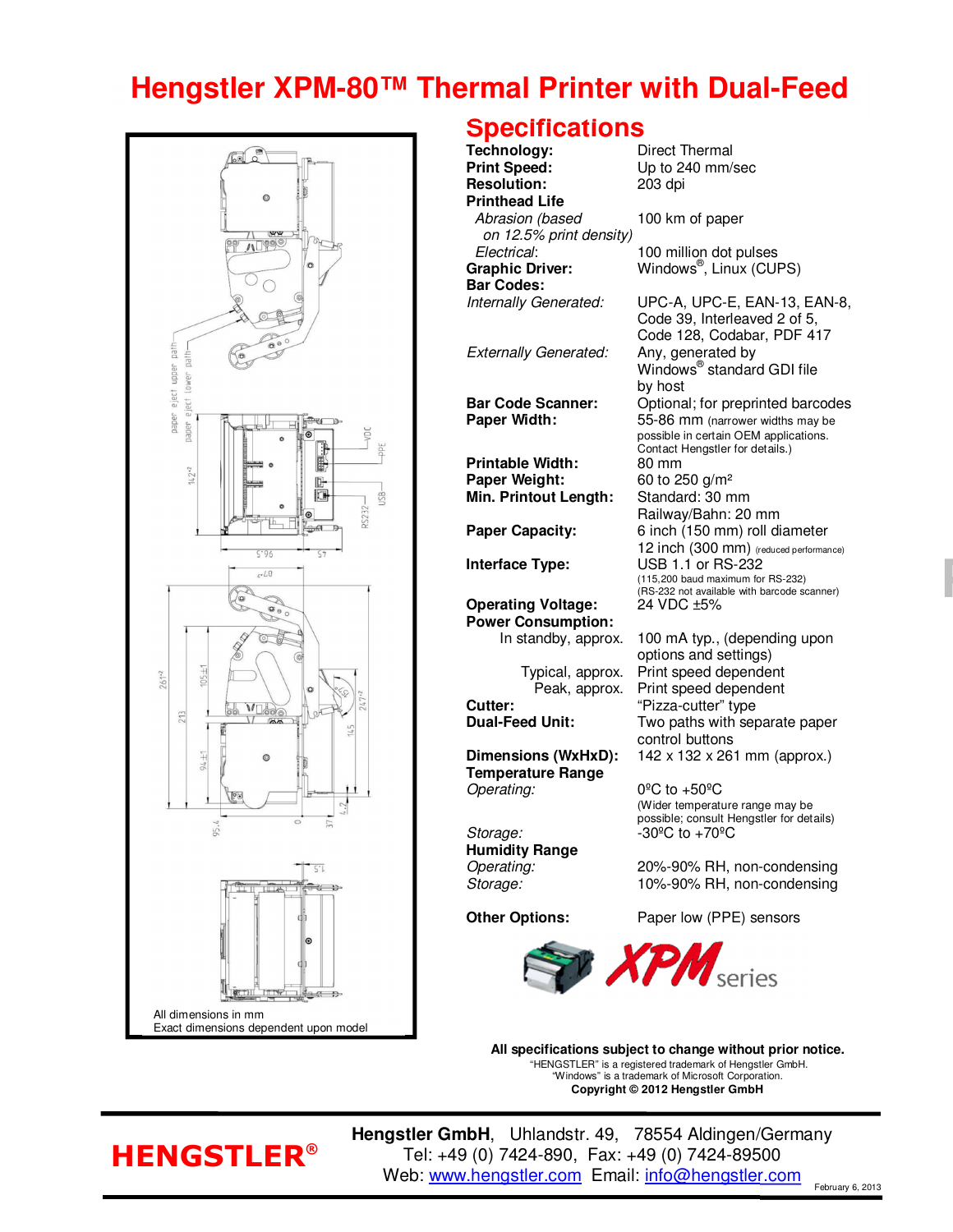# Hengstler XPM-80™ Thermal Printer with Dual-Feed

paper eject upper path

paper eject lower path

142±2

VDC

PPE

USB

RS232

96.5

57

07±2

261±2

105±1

213

94±1

247±2

145

95.4

0

37

4.2

51

All dimensions in mm
Exact dimensions dependent upon model

## Specifications

| | |
|---|---|
| **Technology:** | Direct Thermal |
| **Print Speed:** | Up to 240 mm/sec |
| **Resolution:** | 203 dpi |
| **Printhead Life** | |
| *Abrasion (based on 12.5% print density)* | 100 km of paper |
| *Electrical*: | 100 million dot pulses |
| **Graphic Driver:** | Windows®, Linux (CUPS) |
| **Bar Codes:** | |
| *Internally Generated:* | UPC-A, UPC-E, EAN-13, EAN-8, Code 39, Interleaved 2 of 5, Code 128, Codabar, PDF 417 |
| *Externally Generated:* | Any, generated by Windows® standard GDI file by host |
| **Bar Code Scanner:** | Optional; for preprinted barcodes |
| **Paper Width:** | 55-86 mm (narrower widths may be possible in certain OEM applications. Contact Hengstler for details.) |
| **Printable Width:** | 80 mm |
| **Paper Weight:** | 60 to 250 g/m² |
| **Min. Printout Length:** | Standard: 30 mm<br>Railway/Bahn: 20 mm |
| **Paper Capacity:** | 6 inch (150 mm) roll diameter<br>12 inch (300 mm) (reduced performance) |
| **Interface Type:** | USB 1.1 or RS-232<br>(115,200 baud maximum for RS-232)<br>(RS-232 not available with barcode scanner) |
| **Operating Voltage:** | 24 VDC ±5% |
| **Power Consumption:** | |
| In standby, approx. | 100 mA typ., (depending upon options and settings) |
| Typical, approx. | Print speed dependent |
| Peak, approx. | Print speed dependent |
| **Cutter:** | "Pizza-cutter" type |
| **Dual-Feed Unit:** | Two paths with separate paper control buttons |
| **Dimensions (WxHxD):** | 142 x 132 x 261 mm (approx.) |
| **Temperature Range** | |
| *Operating:* | 0ºC to +50ºC<br>(Wider temperature range may be possible; consult Hengstler for details) |
| *Storage:* | -30ºC to +70ºC |
| **Humidity Range** | |
| *Operating:* | 20%-90% RH, non-condensing |
| *Storage:* | 10%-90% RH, non-condensing |
| **Other Options:** | Paper low (PPE) sensors |

XPM series

**All specifications subject to change without prior notice.**
"HENGSTLER" is a registered trademark of Hengstler GmbH.
"Windows" is a trademark of Microsoft Corporation.
**Copyright © 2012 Hengstler GmbH**

HENGSTLER®

**Hengstler GmbH**, Uhlandstr. 49, 78554 Aldingen/Germany
Tel: +49 (0) 7424-890, Fax: +49 (0) 7424-89500
Web: www.hengstler.com Email: info@hengstler.com

February 6, 2013